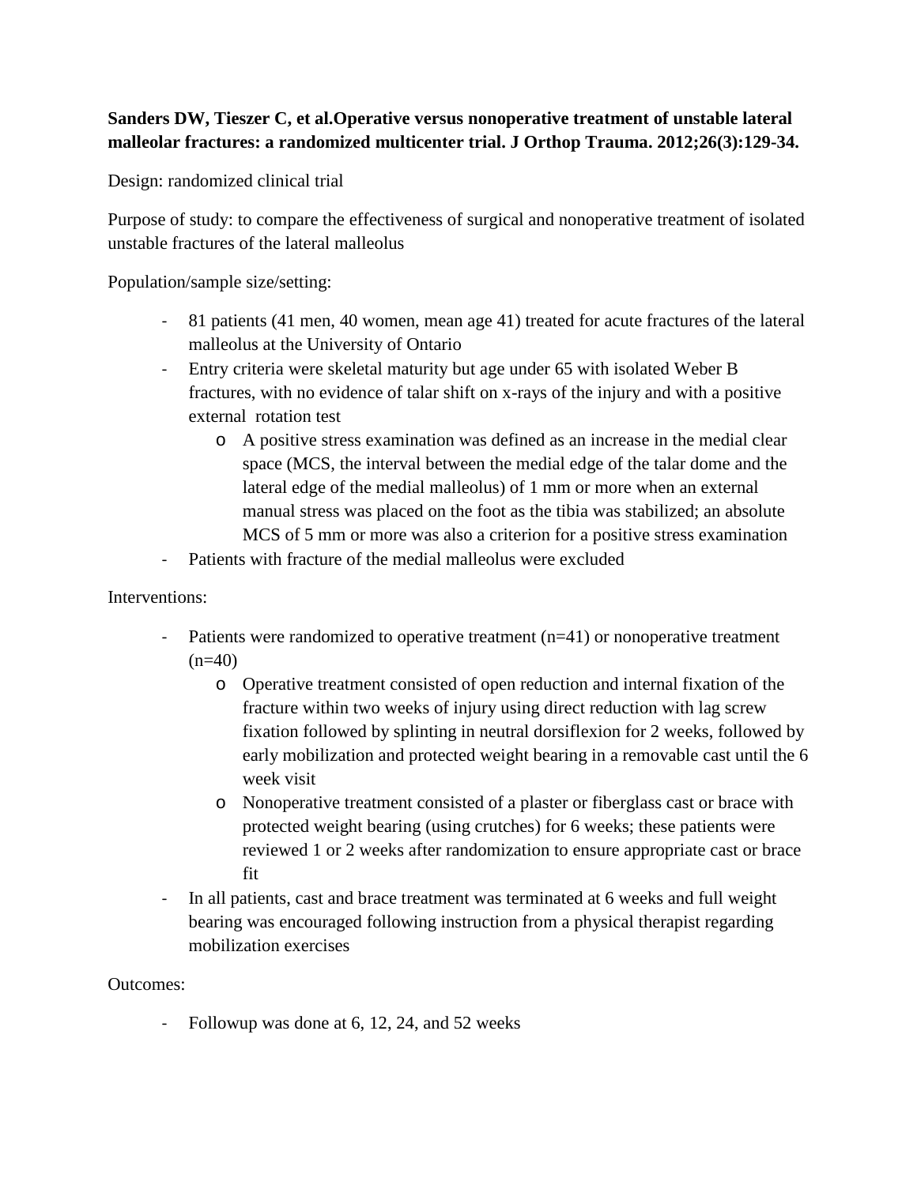**Sanders DW, Tieszer C, et al.Operative versus nonoperative treatment of unstable lateral malleolar fractures: a randomized multicenter trial. J Orthop Trauma. 2012;26(3):129-34.**

Design: randomized clinical trial

Purpose of study: to compare the effectiveness of surgical and nonoperative treatment of isolated unstable fractures of the lateral malleolus

Population/sample size/setting:

- 81 patients (41 men, 40 women, mean age 41) treated for acute fractures of the lateral malleolus at the University of Ontario
- Entry criteria were skeletal maturity but age under 65 with isolated Weber B fractures, with no evidence of talar shift on x-rays of the injury and with a positive external rotation test
    - A positive stress examination was defined as an increase in the medial clear space (MCS, the interval between the medial edge of the talar dome and the lateral edge of the medial malleolus) of 1 mm or more when an external manual stress was placed on the foot as the tibia was stabilized; an absolute MCS of 5 mm or more was also a criterion for a positive stress examination
- Patients with fracture of the medial malleolus were excluded

Interventions:

- Patients were randomized to operative treatment (n=41) or nonoperative treatment (n=40)
    - Operative treatment consisted of open reduction and internal fixation of the fracture within two weeks of injury using direct reduction with lag screw fixation followed by splinting in neutral dorsiflexion for 2 weeks, followed by early mobilization and protected weight bearing in a removable cast until the 6 week visit
    - Nonoperative treatment consisted of a plaster or fiberglass cast or brace with protected weight bearing (using crutches) for 6 weeks; these patients were reviewed 1 or 2 weeks after randomization to ensure appropriate cast or brace fit
- In all patients, cast and brace treatment was terminated at 6 weeks and full weight bearing was encouraged following instruction from a physical therapist regarding mobilization exercises

Outcomes:

- Followup was done at 6, 12, 24, and 52 weeks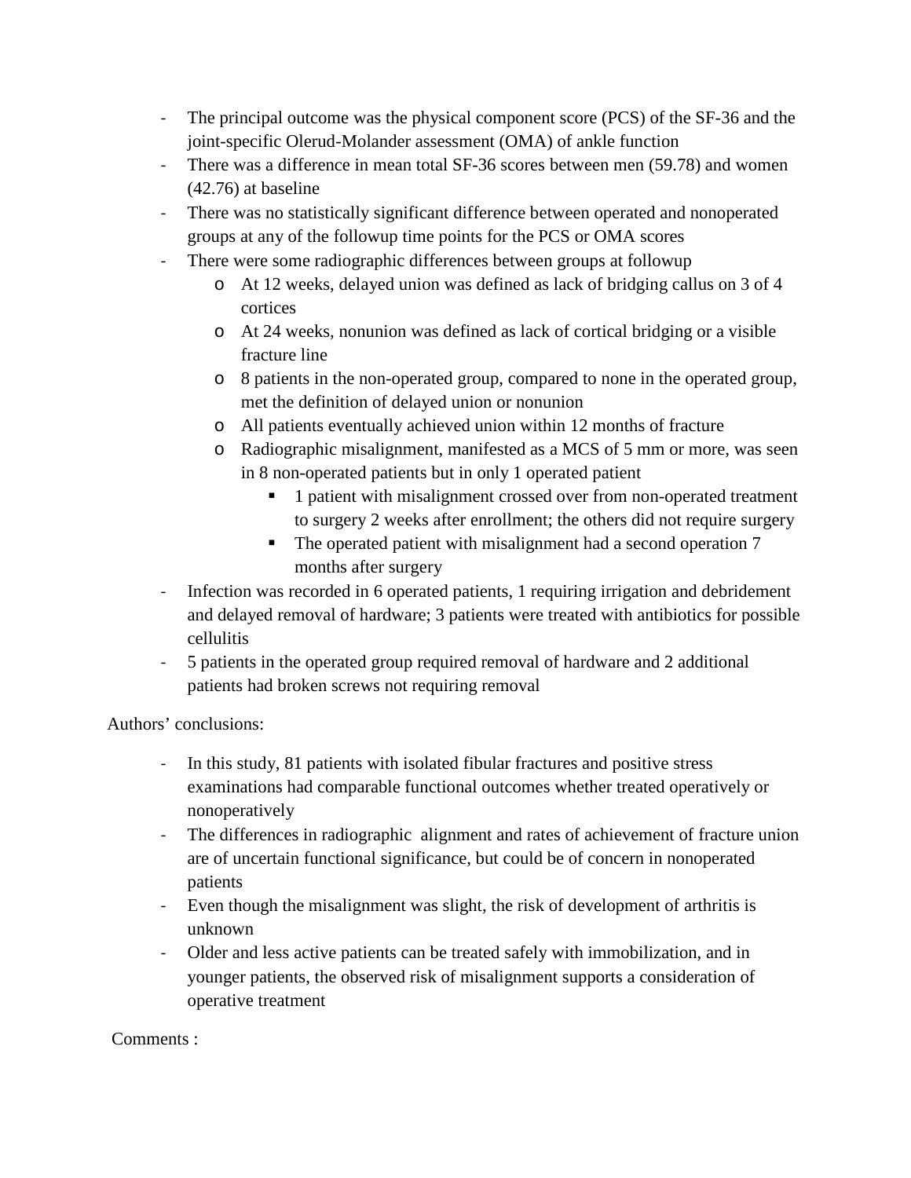- The principal outcome was the physical component score (PCS) of the SF-36 and the joint-specific Olerud-Molander assessment (OMA) of ankle function
- There was a difference in mean total SF-36 scores between men (59.78) and women (42.76) at baseline
- There was no statistically significant difference between operated and nonoperated groups at any of the followup time points for the PCS or OMA scores
- There were some radiographic differences between groups at followup
  - At 12 weeks, delayed union was defined as lack of bridging callus on 3 of 4 cortices
  - At 24 weeks, nonunion was defined as lack of cortical bridging or a visible fracture line
  - 8 patients in the non-operated group, compared to none in the operated group, met the definition of delayed union or nonunion
  - All patients eventually achieved union within 12 months of fracture
  - Radiographic misalignment, manifested as a MCS of 5 mm or more, was seen in 8 non-operated patients but in only 1 operated patient
    - 1 patient with misalignment crossed over from non-operated treatment to surgery 2 weeks after enrollment; the others did not require surgery
    - The operated patient with misalignment had a second operation 7 months after surgery
- Infection was recorded in 6 operated patients, 1 requiring irrigation and debridement and delayed removal of hardware; 3 patients were treated with antibiotics for possible cellulitis
- 5 patients in the operated group required removal of hardware and 2 additional patients had broken screws not requiring removal

Authors' conclusions:

- In this study, 81 patients with isolated fibular fractures and positive stress examinations had comparable functional outcomes whether treated operatively or nonoperatively
- The differences in radiographic alignment and rates of achievement of fracture union are of uncertain functional significance, but could be of concern in nonoperated patients
- Even though the misalignment was slight, the risk of development of arthritis is unknown
- Older and less active patients can be treated safely with immobilization, and in younger patients, the observed risk of misalignment supports a consideration of operative treatment

Comments :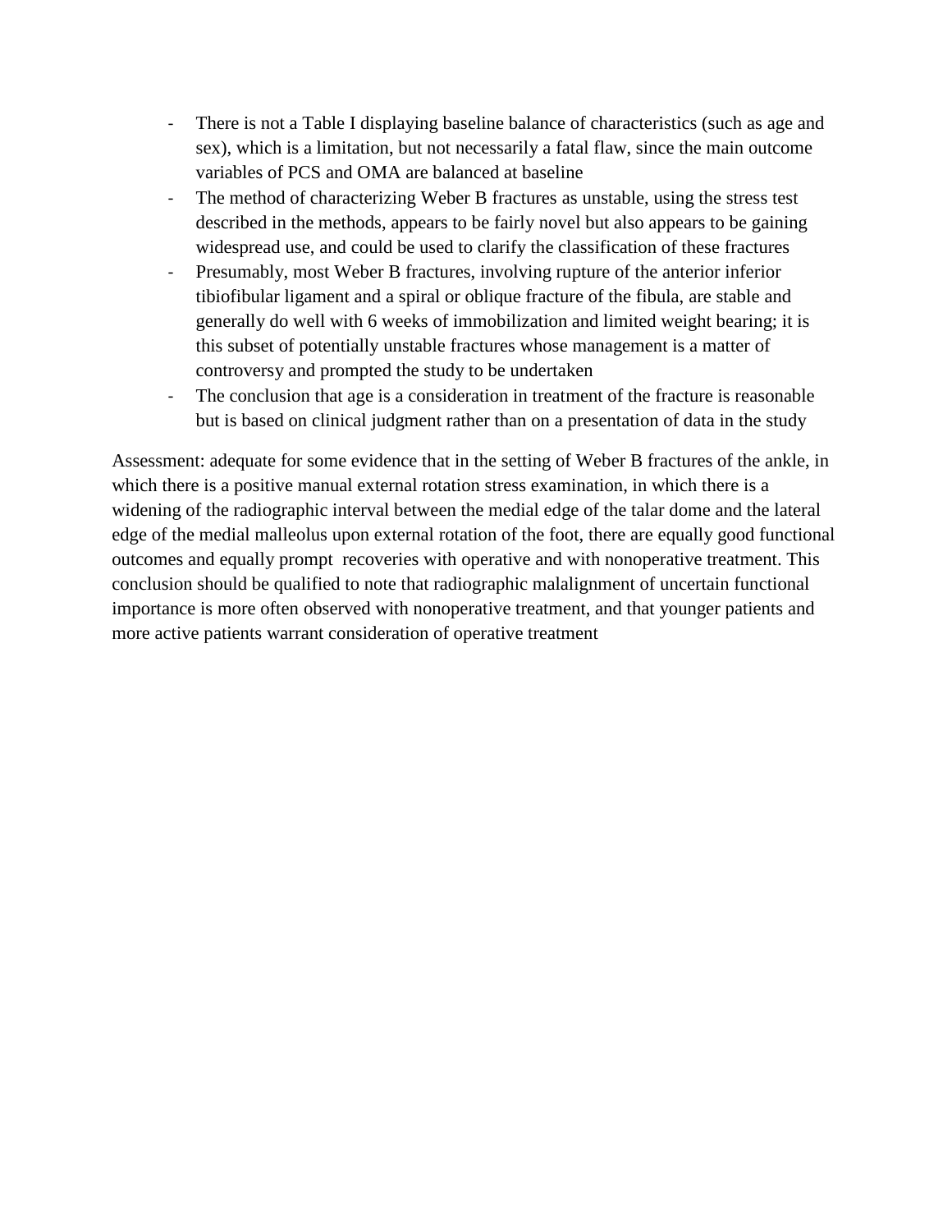- There is not a Table I displaying baseline balance of characteristics (such as age and sex), which is a limitation, but not necessarily a fatal flaw, since the main outcome variables of PCS and OMA are balanced at baseline
- The method of characterizing Weber B fractures as unstable, using the stress test described in the methods, appears to be fairly novel but also appears to be gaining widespread use, and could be used to clarify the classification of these fractures
- Presumably, most Weber B fractures, involving rupture of the anterior inferior tibiofibular ligament and a spiral or oblique fracture of the fibula, are stable and generally do well with 6 weeks of immobilization and limited weight bearing; it is this subset of potentially unstable fractures whose management is a matter of controversy and prompted the study to be undertaken
- The conclusion that age is a consideration in treatment of the fracture is reasonable but is based on clinical judgment rather than on a presentation of data in the study

Assessment: adequate for some evidence that in the setting of Weber B fractures of the ankle, in which there is a positive manual external rotation stress examination, in which there is a widening of the radiographic interval between the medial edge of the talar dome and the lateral edge of the medial malleolus upon external rotation of the foot, there are equally good functional outcomes and equally prompt recoveries with operative and with nonoperative treatment. This conclusion should be qualified to note that radiographic malalignment of uncertain functional importance is more often observed with nonoperative treatment, and that younger patients and more active patients warrant consideration of operative treatment